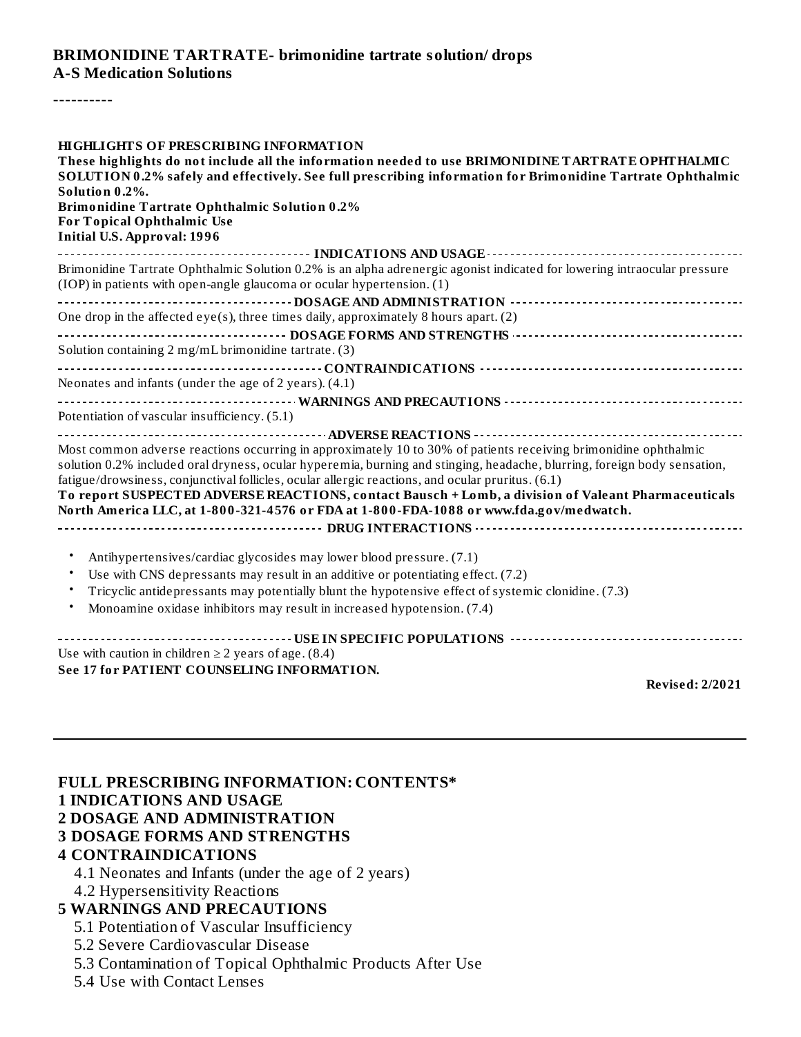**BRIMONIDINE TARTRATE- brimonidine tartrate solution/ drops**
**A-S Medication Solutions**

----------

**HIGHLIGHTS OF PRESCRIBING INFORMATION**
**These highlights do not include all the information needed to use BRIMONIDINE TARTRATE OPHTHALMIC SOLUTION 0.2% safely and effectively. See full prescribing information for Brimonidine Tartrate Ophthalmic Solution 0.2%.**
**Brimonidine Tartrate Ophthalmic Solution 0.2%**
**For Topical Ophthalmic Use**
**Initial U.S. Approval: 1996**

**INDICATIONS AND USAGE**

Brimonidine Tartrate Ophthalmic Solution 0.2% is an alpha adrenergic agonist indicated for lowering intraocular pressure (IOP) in patients with open-angle glaucoma or ocular hypertension. (1)

**DOSAGE AND ADMINISTRATION**

One drop in the affected eye(s), three times daily, approximately 8 hours apart. (2)

**DOSAGE FORMS AND STRENGTHS**

Solution containing 2 mg/mL brimonidine tartrate. (3)

**CONTRAINDICATIONS**

Neonates and infants (under the age of 2 years). (4.1)

**WARNINGS AND PRECAUTIONS**

Potentiation of vascular insufficiency. (5.1)

**ADVERSE REACTIONS**

Most common adverse reactions occurring in approximately 10 to 30% of patients receiving brimonidine ophthalmic solution 0.2% included oral dryness, ocular hyperemia, burning and stinging, headache, blurring, foreign body sensation, fatigue/drowsiness, conjunctival follicles, ocular allergic reactions, and ocular pruritus. (6.1)

**To report SUSPECTED ADVERSE REACTIONS, contact Bausch + Lomb, a division of Valeant Pharmaceuticals North America LLC, at 1-800-321-4576 or FDA at 1-800-FDA-1088 or www.fda.gov/medwatch.**

**DRUG INTERACTIONS**

- Antihypertensives/cardiac glycosides may lower blood pressure. (7.1)
- Use with CNS depressants may result in an additive or potentiating effect. (7.2)
- Tricyclic antidepressants may potentially blunt the hypotensive effect of systemic clonidine. (7.3)
- Monoamine oxidase inhibitors may result in increased hypotension. (7.4)

**USE IN SPECIFIC POPULATIONS**

Use with caution in children ≥ 2 years of age. (8.4)

**See 17 for PATIENT COUNSELING INFORMATION.**

**Revised: 2/2021**

---

**FULL PRESCRIBING INFORMATION: CONTENTS***

**1 INDICATIONS AND USAGE**

**2 DOSAGE AND ADMINISTRATION**

**3 DOSAGE FORMS AND STRENGTHS**

**4 CONTRAINDICATIONS**

- 4.1 Neonates and Infants (under the age of 2 years)
- 4.2 Hypersensitivity Reactions

**5 WARNINGS AND PRECAUTIONS**

- 5.1 Potentiation of Vascular Insufficiency
- 5.2 Severe Cardiovascular Disease
- 5.3 Contamination of Topical Ophthalmic Products After Use
- 5.4 Use with Contact Lenses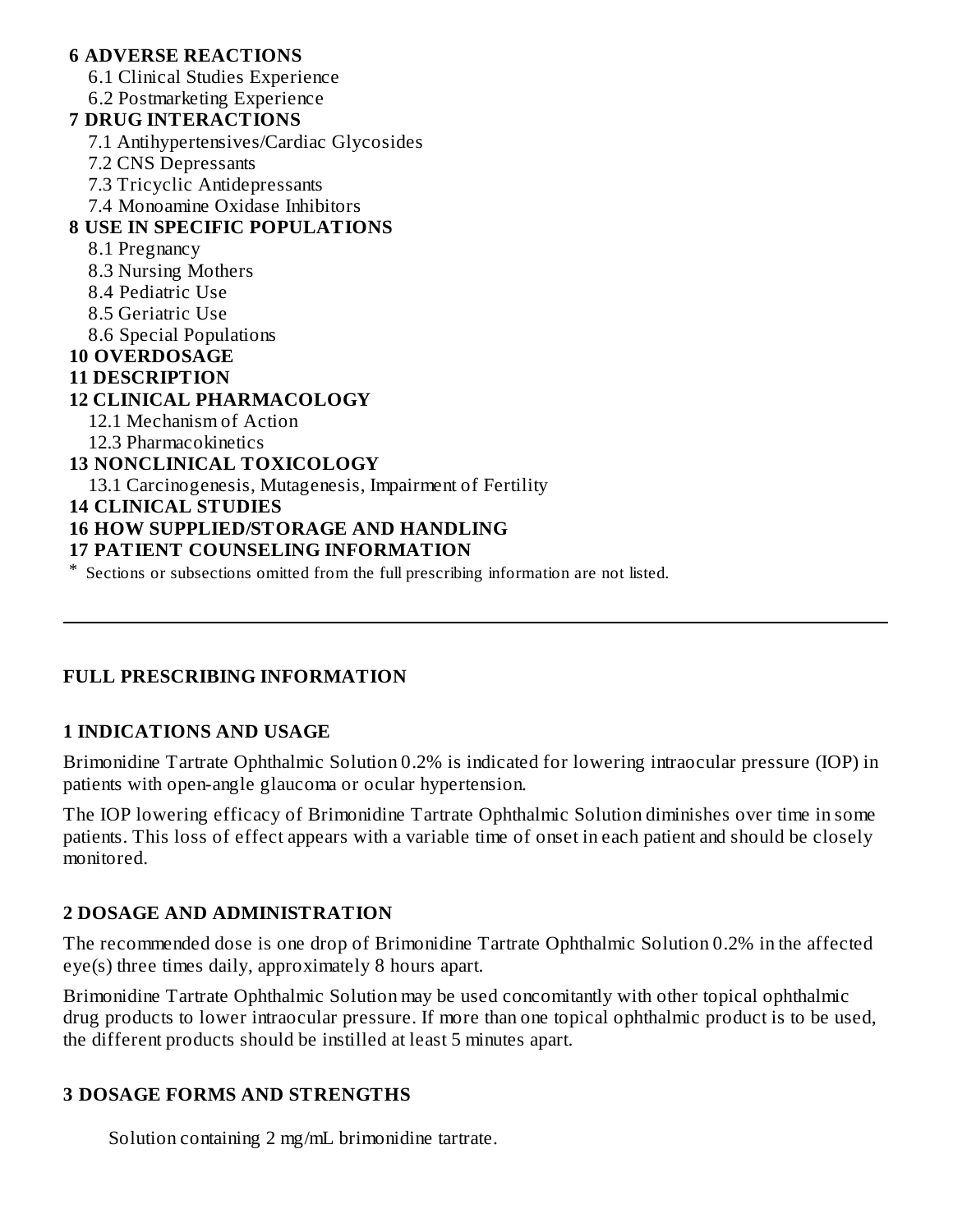**6 ADVERSE REACTIONS**

6.1 Clinical Studies Experience

6.2 Postmarketing Experience

**7 DRUG INTERACTIONS**

7.1 Antihypertensives/Cardiac Glycosides

7.2 CNS Depressants

7.3 Tricyclic Antidepressants

7.4 Monoamine Oxidase Inhibitors

**8 USE IN SPECIFIC POPULATIONS**

8.1 Pregnancy

8.3 Nursing Mothers

8.4 Pediatric Use

8.5 Geriatric Use

8.6 Special Populations

**10 OVERDOSAGE**

**11 DESCRIPTION**

**12 CLINICAL PHARMACOLOGY**

12.1 Mechanism of Action

12.3 Pharmacokinetics

**13 NONCLINICAL TOXICOLOGY**

13.1 Carcinogenesis, Mutagenesis, Impairment of Fertility

**14 CLINICAL STUDIES**

**16 HOW SUPPLIED/STORAGE AND HANDLING**

**17 PATIENT COUNSELING INFORMATION**

\* Sections or subsections omitted from the full prescribing information are not listed.

---

## FULL PRESCRIBING INFORMATION

### 1 INDICATIONS AND USAGE

Brimonidine Tartrate Ophthalmic Solution 0.2% is indicated for lowering intraocular pressure (IOP) in patients with open-angle glaucoma or ocular hypertension.

The IOP lowering efficacy of Brimonidine Tartrate Ophthalmic Solution diminishes over time in some patients. This loss of effect appears with a variable time of onset in each patient and should be closely monitored.

### 2 DOSAGE AND ADMINISTRATION

The recommended dose is one drop of Brimonidine Tartrate Ophthalmic Solution 0.2% in the affected eye(s) three times daily, approximately 8 hours apart.

Brimonidine Tartrate Ophthalmic Solution may be used concomitantly with other topical ophthalmic drug products to lower intraocular pressure. If more than one topical ophthalmic product is to be used, the different products should be instilled at least 5 minutes apart.

### 3 DOSAGE FORMS AND STRENGTHS

Solution containing 2 mg/mL brimonidine tartrate.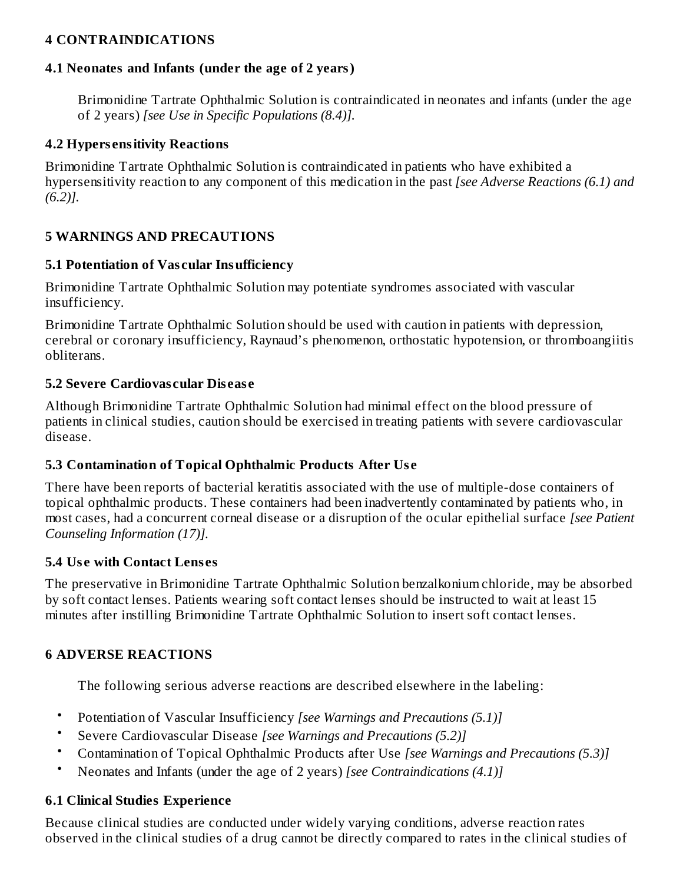## 4 CONTRAINDICATIONS

### 4.1 Neonates and Infants (under the age of 2 years)

Brimonidine Tartrate Ophthalmic Solution is contraindicated in neonates and infants (under the age of 2 years) *[see Use in Specific Populations (8.4)].*

### 4.2 Hypersensitivity Reactions

Brimonidine Tartrate Ophthalmic Solution is contraindicated in patients who have exhibited a hypersensitivity reaction to any component of this medication in the past *[see Adverse Reactions (6.1) and (6.2)].*

## 5 WARNINGS AND PRECAUTIONS

### 5.1 Potentiation of Vascular Insufficiency

Brimonidine Tartrate Ophthalmic Solution may potentiate syndromes associated with vascular insufficiency.

Brimonidine Tartrate Ophthalmic Solution should be used with caution in patients with depression, cerebral or coronary insufficiency, Raynaud's phenomenon, orthostatic hypotension, or thromboangiitis obliterans.

### 5.2 Severe Cardiovascular Disease

Although Brimonidine Tartrate Ophthalmic Solution had minimal effect on the blood pressure of patients in clinical studies, caution should be exercised in treating patients with severe cardiovascular disease.

### 5.3 Contamination of Topical Ophthalmic Products After Use

There have been reports of bacterial keratitis associated with the use of multiple-dose containers of topical ophthalmic products. These containers had been inadvertently contaminated by patients who, in most cases, had a concurrent corneal disease or a disruption of the ocular epithelial surface *[see Patient Counseling Information (17)].*

### 5.4 Use with Contact Lenses

The preservative in Brimonidine Tartrate Ophthalmic Solution benzalkonium chloride, may be absorbed by soft contact lenses. Patients wearing soft contact lenses should be instructed to wait at least 15 minutes after instilling Brimonidine Tartrate Ophthalmic Solution to insert soft contact lenses.

## 6 ADVERSE REACTIONS

The following serious adverse reactions are described elsewhere in the labeling:

- Potentiation of Vascular Insufficiency *[see Warnings and Precautions (5.1)]*
- Severe Cardiovascular Disease *[see Warnings and Precautions (5.2)]*
- Contamination of Topical Ophthalmic Products after Use *[see Warnings and Precautions (5.3)]*
- Neonates and Infants (under the age of 2 years) *[see Contraindications (4.1)]*

### 6.1 Clinical Studies Experience

Because clinical studies are conducted under widely varying conditions, adverse reaction rates observed in the clinical studies of a drug cannot be directly compared to rates in the clinical studies of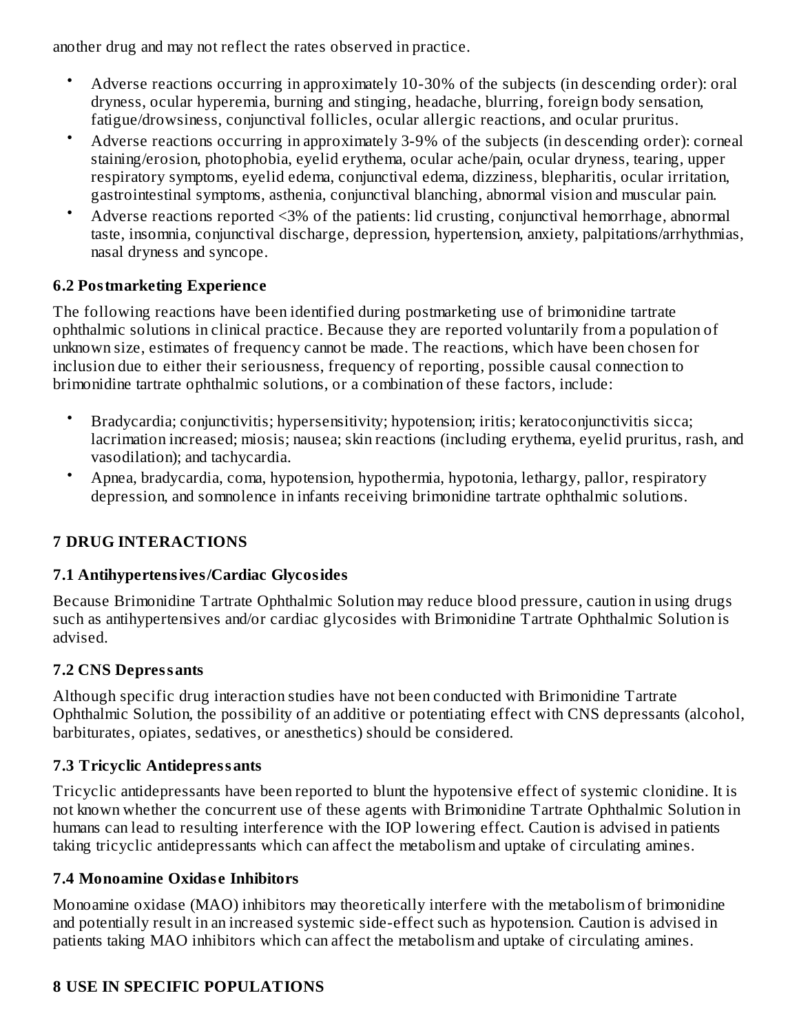another drug and may not reflect the rates observed in practice.

- Adverse reactions occurring in approximately 10-30% of the subjects (in descending order): oral dryness, ocular hyperemia, burning and stinging, headache, blurring, foreign body sensation, fatigue/drowsiness, conjunctival follicles, ocular allergic reactions, and ocular pruritus.
- Adverse reactions occurring in approximately 3-9% of the subjects (in descending order): corneal staining/erosion, photophobia, eyelid erythema, ocular ache/pain, ocular dryness, tearing, upper respiratory symptoms, eyelid edema, conjunctival edema, dizziness, blepharitis, ocular irritation, gastrointestinal symptoms, asthenia, conjunctival blanching, abnormal vision and muscular pain.
- Adverse reactions reported <3% of the patients: lid crusting, conjunctival hemorrhage, abnormal taste, insomnia, conjunctival discharge, depression, hypertension, anxiety, palpitations/arrhythmias, nasal dryness and syncope.

### 6.2 Postmarketing Experience

The following reactions have been identified during postmarketing use of brimonidine tartrate ophthalmic solutions in clinical practice. Because they are reported voluntarily from a population of unknown size, estimates of frequency cannot be made. The reactions, which have been chosen for inclusion due to either their seriousness, frequency of reporting, possible causal connection to brimonidine tartrate ophthalmic solutions, or a combination of these factors, include:

- Bradycardia; conjunctivitis; hypersensitivity; hypotension; iritis; keratoconjunctivitis sicca; lacrimation increased; miosis; nausea; skin reactions (including erythema, eyelid pruritus, rash, and vasodilation); and tachycardia.
- Apnea, bradycardia, coma, hypotension, hypothermia, hypotonia, lethargy, pallor, respiratory depression, and somnolence in infants receiving brimonidine tartrate ophthalmic solutions.

## 7 DRUG INTERACTIONS

### 7.1 Antihypertensives/Cardiac Glycosides

Because Brimonidine Tartrate Ophthalmic Solution may reduce blood pressure, caution in using drugs such as antihypertensives and/or cardiac glycosides with Brimonidine Tartrate Ophthalmic Solution is advised.

### 7.2 CNS Depressants

Although specific drug interaction studies have not been conducted with Brimonidine Tartrate Ophthalmic Solution, the possibility of an additive or potentiating effect with CNS depressants (alcohol, barbiturates, opiates, sedatives, or anesthetics) should be considered.

### 7.3 Tricyclic Antidepressants

Tricyclic antidepressants have been reported to blunt the hypotensive effect of systemic clonidine. It is not known whether the concurrent use of these agents with Brimonidine Tartrate Ophthalmic Solution in humans can lead to resulting interference with the IOP lowering effect. Caution is advised in patients taking tricyclic antidepressants which can affect the metabolism and uptake of circulating amines.

### 7.4 Monoamine Oxidase Inhibitors

Monoamine oxidase (MAO) inhibitors may theoretically interfere with the metabolism of brimonidine and potentially result in an increased systemic side-effect such as hypotension. Caution is advised in patients taking MAO inhibitors which can affect the metabolism and uptake of circulating amines.

## 8 USE IN SPECIFIC POPULATIONS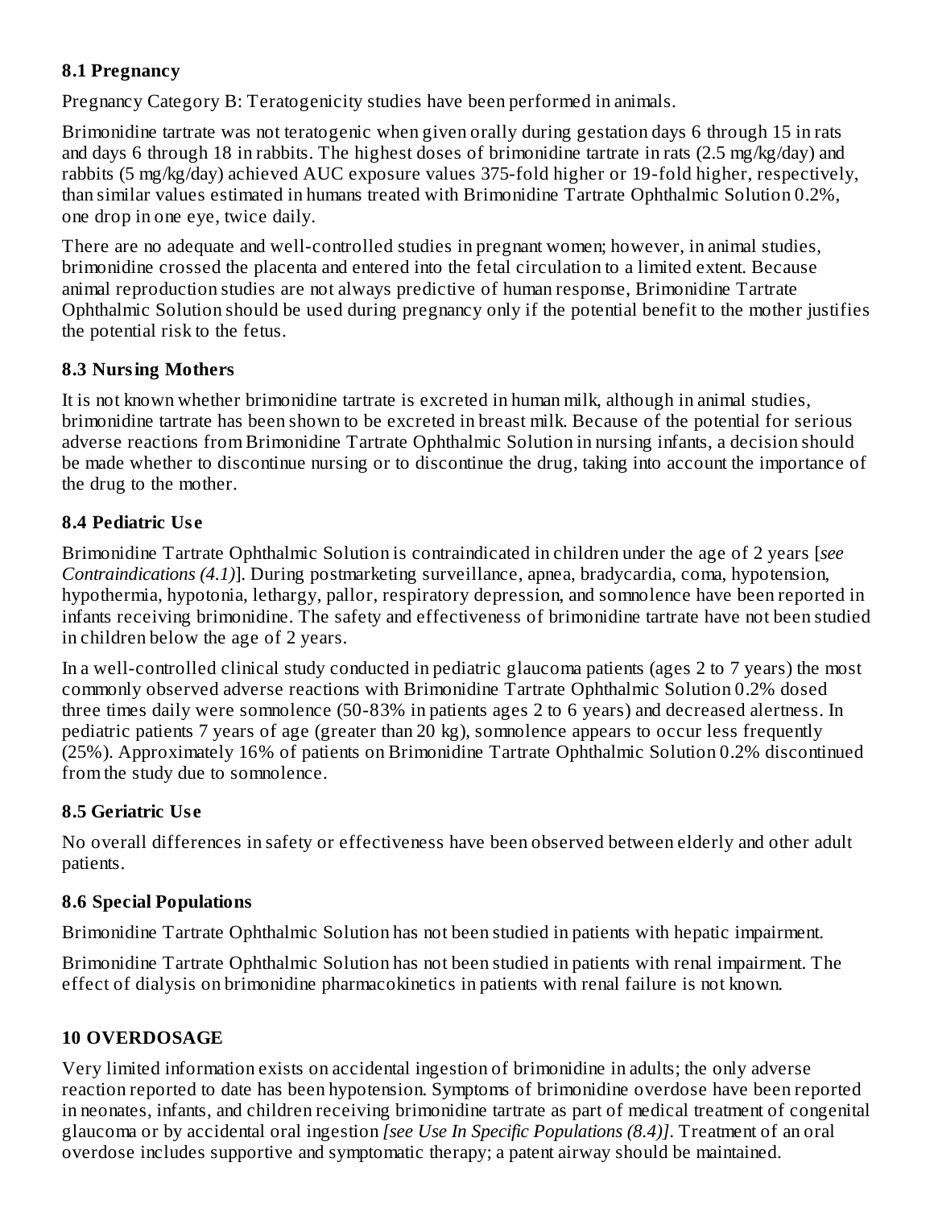### 8.1 Pregnancy

Pregnancy Category B: Teratogenicity studies have been performed in animals.

Brimonidine tartrate was not teratogenic when given orally during gestation days 6 through 15 in rats and days 6 through 18 in rabbits. The highest doses of brimonidine tartrate in rats (2.5 mg/kg/day) and rabbits (5 mg/kg/day) achieved AUC exposure values 375-fold higher or 19-fold higher, respectively, than similar values estimated in humans treated with Brimonidine Tartrate Ophthalmic Solution 0.2%, one drop in one eye, twice daily.

There are no adequate and well-controlled studies in pregnant women; however, in animal studies, brimonidine crossed the placenta and entered into the fetal circulation to a limited extent. Because animal reproduction studies are not always predictive of human response, Brimonidine Tartrate Ophthalmic Solution should be used during pregnancy only if the potential benefit to the mother justifies the potential risk to the fetus.

### 8.3 Nursing Mothers

It is not known whether brimonidine tartrate is excreted in human milk, although in animal studies, brimonidine tartrate has been shown to be excreted in breast milk. Because of the potential for serious adverse reactions from Brimonidine Tartrate Ophthalmic Solution in nursing infants, a decision should be made whether to discontinue nursing or to discontinue the drug, taking into account the importance of the drug to the mother.

### 8.4 Pediatric Use

Brimonidine Tartrate Ophthalmic Solution is contraindicated in children under the age of 2 years [*see Contraindications (4.1)*]. During postmarketing surveillance, apnea, bradycardia, coma, hypotension, hypothermia, hypotonia, lethargy, pallor, respiratory depression, and somnolence have been reported in infants receiving brimonidine. The safety and effectiveness of brimonidine tartrate have not been studied in children below the age of 2 years.

In a well-controlled clinical study conducted in pediatric glaucoma patients (ages 2 to 7 years) the most commonly observed adverse reactions with Brimonidine Tartrate Ophthalmic Solution 0.2% dosed three times daily were somnolence (50-83% in patients ages 2 to 6 years) and decreased alertness. In pediatric patients 7 years of age (greater than 20 kg), somnolence appears to occur less frequently (25%). Approximately 16% of patients on Brimonidine Tartrate Ophthalmic Solution 0.2% discontinued from the study due to somnolence.

### 8.5 Geriatric Use

No overall differences in safety or effectiveness have been observed between elderly and other adult patients.

### 8.6 Special Populations

Brimonidine Tartrate Ophthalmic Solution has not been studied in patients with hepatic impairment.

Brimonidine Tartrate Ophthalmic Solution has not been studied in patients with renal impairment. The effect of dialysis on brimonidine pharmacokinetics in patients with renal failure is not known.

## 10 OVERDOSAGE

Very limited information exists on accidental ingestion of brimonidine in adults; the only adverse reaction reported to date has been hypotension. Symptoms of brimonidine overdose have been reported in neonates, infants, and children receiving brimonidine tartrate as part of medical treatment of congenital glaucoma or by accidental oral ingestion *[see Use In Specific Populations (8.4)]*. Treatment of an oral overdose includes supportive and symptomatic therapy; a patent airway should be maintained.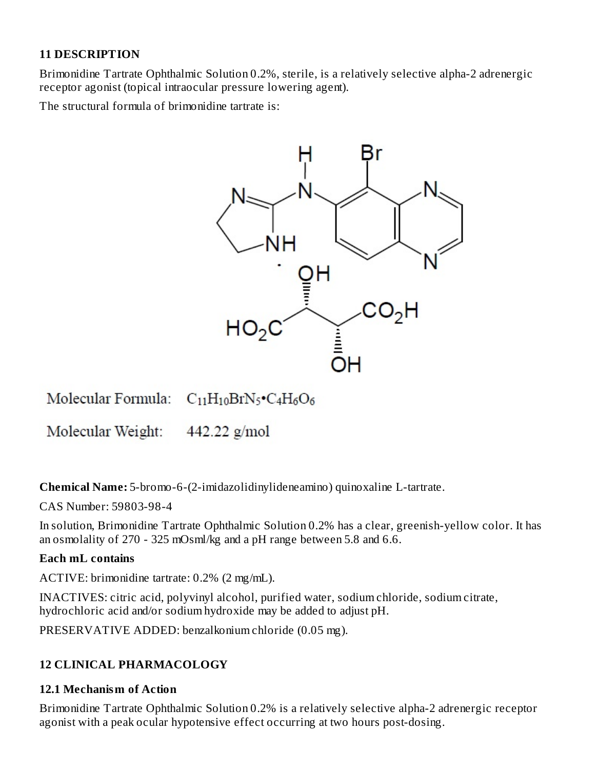## 11 DESCRIPTION

Brimonidine Tartrate Ophthalmic Solution 0.2%, sterile, is a relatively selective alpha-2 adrenergic receptor agonist (topical intraocular pressure lowering agent).

The structural formula of brimonidine tartrate is:

Molecular Formula: $C_{11}H_{10}BrN_5 \cdot C_4H_6O_6$

Molecular Weight: 442.22 g/mol

**Chemical Name:** 5-bromo-6-(2-imidazolidinylideneamino) quinoxaline L-tartrate.

CAS Number: 59803-98-4

In solution, Brimonidine Tartrate Ophthalmic Solution 0.2% has a clear, greenish-yellow color. It has an osmolality of 270 - 325 mOsml/kg and a pH range between 5.8 and 6.6.

**Each mL contains**

ACTIVE: brimonidine tartrate: 0.2% (2 mg/mL).

INACTIVES: citric acid, polyvinyl alcohol, purified water, sodium chloride, sodium citrate, hydrochloric acid and/or sodium hydroxide may be added to adjust pH.

PRESERVATIVE ADDED: benzalkonium chloride (0.05 mg).

## 12 CLINICAL PHARMACOLOGY

### 12.1 Mechanism of Action

Brimonidine Tartrate Ophthalmic Solution 0.2% is a relatively selective alpha-2 adrenergic receptor agonist with a peak ocular hypotensive effect occurring at two hours post-dosing.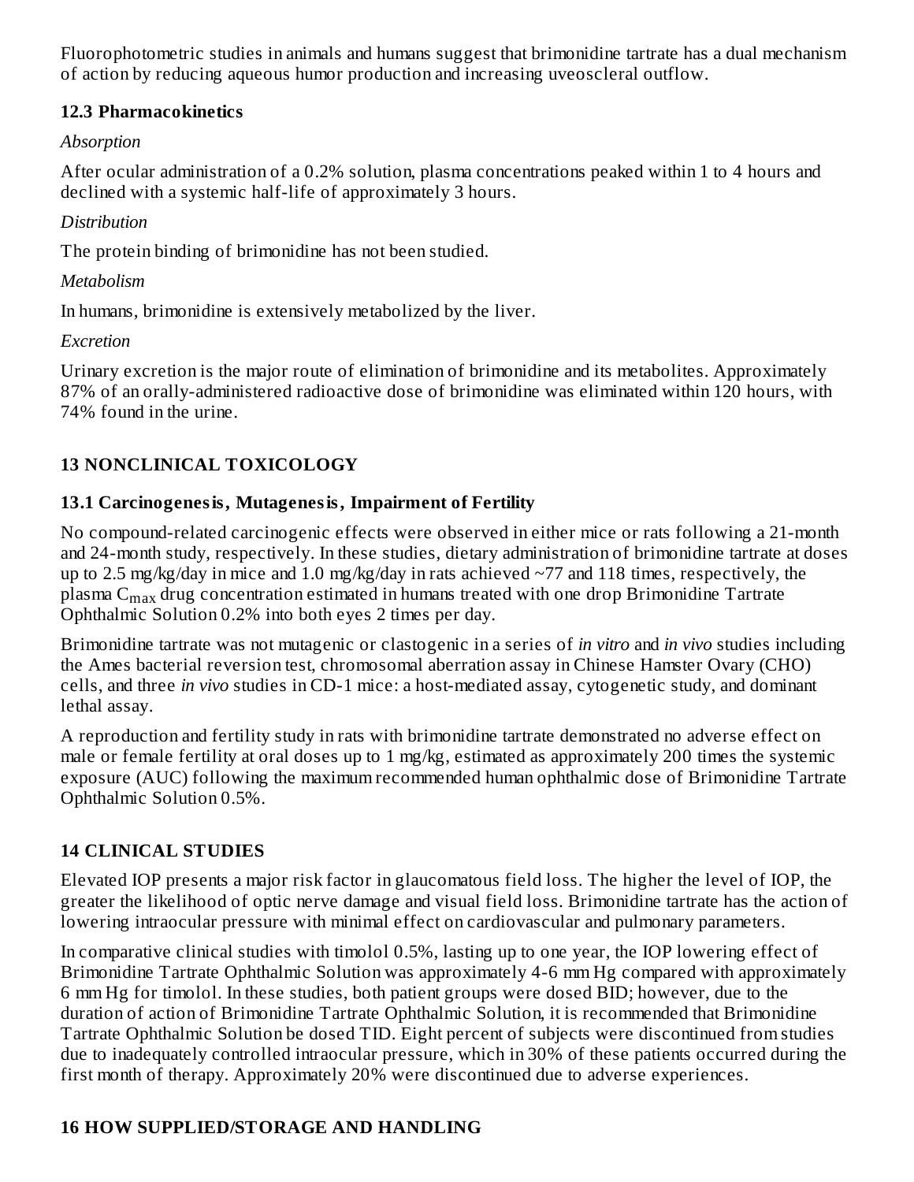Fluorophotometric studies in animals and humans suggest that brimonidine tartrate has a dual mechanism of action by reducing aqueous humor production and increasing uveoscleral outflow.

### 12.3 Pharmacokinetics

*Absorption*

After ocular administration of a 0.2% solution, plasma concentrations peaked within 1 to 4 hours and declined with a systemic half-life of approximately 3 hours.

*Distribution*

The protein binding of brimonidine has not been studied.

*Metabolism*

In humans, brimonidine is extensively metabolized by the liver.

*Excretion*

Urinary excretion is the major route of elimination of brimonidine and its metabolites. Approximately 87% of an orally-administered radioactive dose of brimonidine was eliminated within 120 hours, with 74% found in the urine.

## 13 NONCLINICAL TOXICOLOGY

### 13.1 Carcinogenesis, Mutagenesis, Impairment of Fertility

No compound-related carcinogenic effects were observed in either mice or rats following a 21-month and 24-month study, respectively. In these studies, dietary administration of brimonidine tartrate at doses up to 2.5 mg/kg/day in mice and 1.0 mg/kg/day in rats achieved ~77 and 118 times, respectively, the plasma $C_{max}$ drug concentration estimated in humans treated with one drop Brimonidine Tartrate Ophthalmic Solution 0.2% into both eyes 2 times per day.

Brimonidine tartrate was not mutagenic or clastogenic in a series of *in vitro* and *in vivo* studies including the Ames bacterial reversion test, chromosomal aberration assay in Chinese Hamster Ovary (CHO) cells, and three *in vivo* studies in CD-1 mice: a host-mediated assay, cytogenetic study, and dominant lethal assay.

A reproduction and fertility study in rats with brimonidine tartrate demonstrated no adverse effect on male or female fertility at oral doses up to 1 mg/kg, estimated as approximately 200 times the systemic exposure (AUC) following the maximum recommended human ophthalmic dose of Brimonidine Tartrate Ophthalmic Solution 0.5%.

## 14 CLINICAL STUDIES

Elevated IOP presents a major risk factor in glaucomatous field loss. The higher the level of IOP, the greater the likelihood of optic nerve damage and visual field loss. Brimonidine tartrate has the action of lowering intraocular pressure with minimal effect on cardiovascular and pulmonary parameters.

In comparative clinical studies with timolol 0.5%, lasting up to one year, the IOP lowering effect of Brimonidine Tartrate Ophthalmic Solution was approximately 4-6 mm Hg compared with approximately 6 mm Hg for timolol. In these studies, both patient groups were dosed BID; however, due to the duration of action of Brimonidine Tartrate Ophthalmic Solution, it is recommended that Brimonidine Tartrate Ophthalmic Solution be dosed TID. Eight percent of subjects were discontinued from studies due to inadequately controlled intraocular pressure, which in 30% of these patients occurred during the first month of therapy. Approximately 20% were discontinued due to adverse experiences.

## 16 HOW SUPPLIED/STORAGE AND HANDLING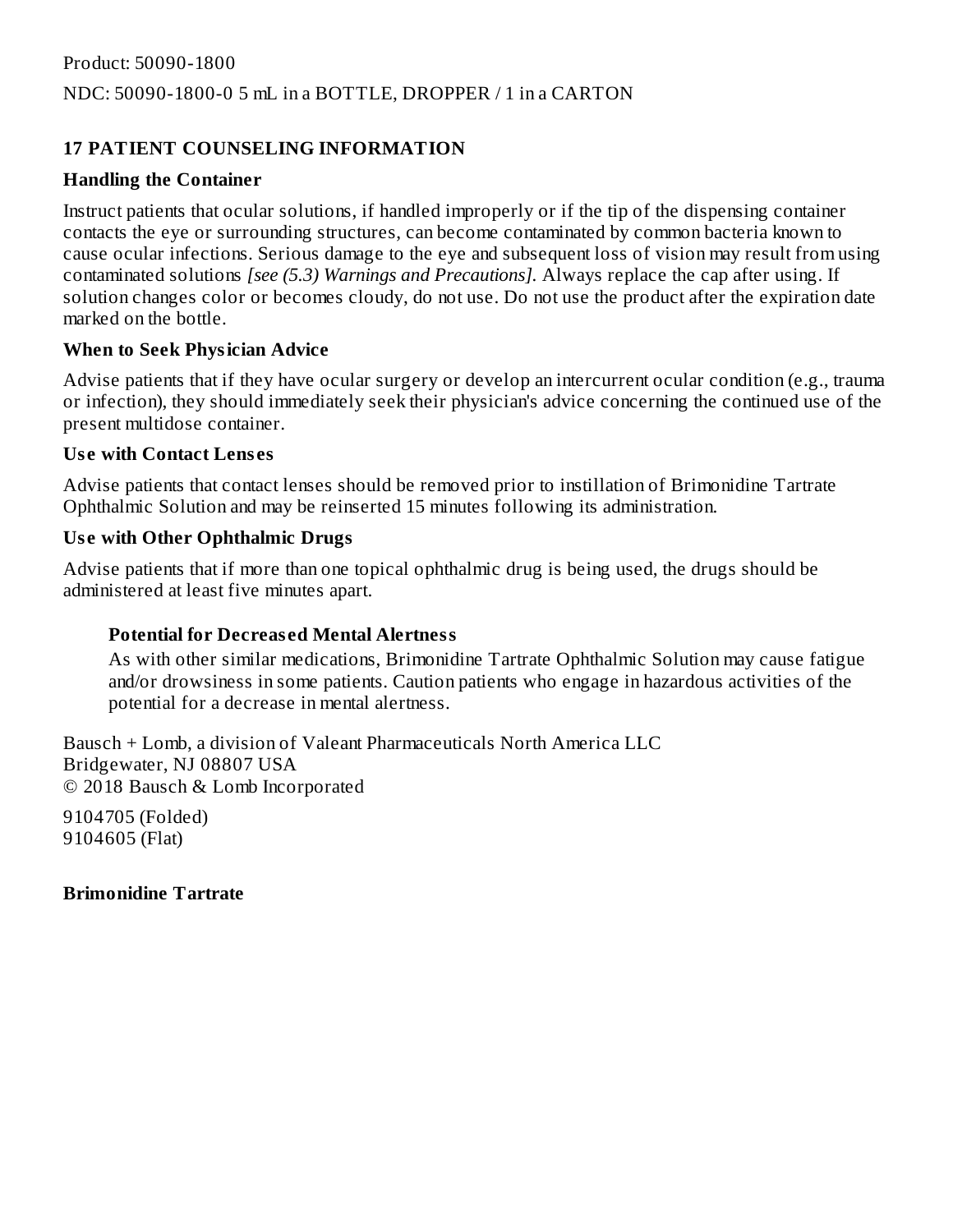Product: 50090-1800

NDC: 50090-1800-0 5 mL in a BOTTLE, DROPPER / 1 in a CARTON

## 17 PATIENT COUNSELING INFORMATION

### Handling the Container

Instruct patients that ocular solutions, if handled improperly or if the tip of the dispensing container contacts the eye or surrounding structures, can become contaminated by common bacteria known to cause ocular infections. Serious damage to the eye and subsequent loss of vision may result from using contaminated solutions *[see (5.3) Warnings and Precautions].* Always replace the cap after using. If solution changes color or becomes cloudy, do not use. Do not use the product after the expiration date marked on the bottle.

### When to Seek Physician Advice

Advise patients that if they have ocular surgery or develop an intercurrent ocular condition (e.g., trauma or infection), they should immediately seek their physician's advice concerning the continued use of the present multidose container.

### Use with Contact Lenses

Advise patients that contact lenses should be removed prior to instillation of Brimonidine Tartrate Ophthalmic Solution and may be reinserted 15 minutes following its administration.

### Use with Other Ophthalmic Drugs

Advise patients that if more than one topical ophthalmic drug is being used, the drugs should be administered at least five minutes apart.

#### Potential for Decreased Mental Alertness

As with other similar medications, Brimonidine Tartrate Ophthalmic Solution may cause fatigue and/or drowsiness in some patients. Caution patients who engage in hazardous activities of the potential for a decrease in mental alertness.

Bausch + Lomb, a division of Valeant Pharmaceuticals North America LLC
Bridgewater, NJ 08807 USA
© 2018 Bausch & Lomb Incorporated

9104705 (Folded)
9104605 (Flat)

**Brimonidine Tartrate**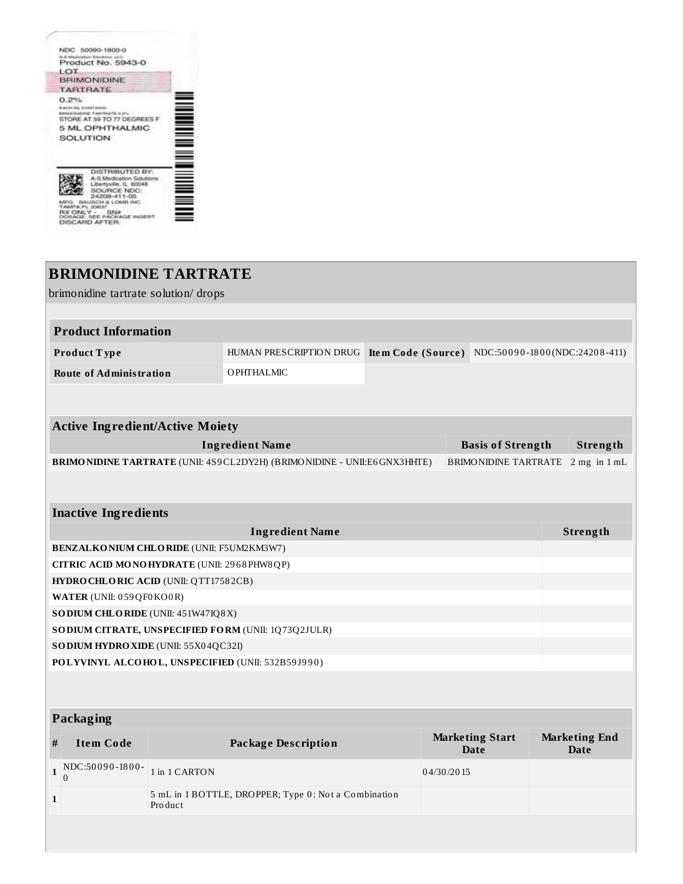NDC 50090-1800-0
A-S Medication Solutions, LLC
Product No. 5943-0
LOT
BRIMONIDINE TARTRATE
0.2%
EACH ML CONTAINS:
BRIMONIDINE TARTRATE 0.2%
STORE AT 59 TO 77 DEGREES F
5 ML OPHTHALMIC SOLUTION

DISTRIBUTED BY:
A-S Medication Solutions
Libertyville, IL 60048
SOURCE NDC:
24208-411-05
MFG: BAUSCH & LOMB INC.
TAMPA,FL 33637
RX ONLY - SN#
DOSAGE: SEE PACKAGE INSERT
DISCARD AFTER:

# BRIMONIDINE TARTRATE

brimonidine tartrate solution/ drops

| **Product Information** | | | |
|---|---|---|---|
| **Product Type** | HUMAN PRESCRIPTION DRUG | **Item Code (Source)** | NDC:50090-1800(NDC:24208-411) |
| **Route of Administration** | OPHTHALMIC | | |

| **Active Ingredient/Active Moiety** | | |
|---|---|---|
| **Ingredient Name** | **Basis of Strength** | **Strength** |
| **BRIMONIDINE TARTRATE** (UNII: 4S9CL2DY2H) (BRIMONIDINE - UNII:E6GNX3HHTE) | BRIMONIDINE TARTRATE | 2 mg in 1 mL |

| **Inactive Ingredients** | |
|---|---|
| **Ingredient Name** | **Strength** |
| **BENZALKONIUM CHLORIDE** (UNII: F5UM2KM3W7) | |
| **CITRIC ACID MONOHYDRATE** (UNII: 2968PHW8QP) | |
| **HYDROCHLORIC ACID** (UNII: QTT17582CB) | |
| **WATER** (UNII: 059QF0KO0R) | |
| **SODIUM CHLORIDE** (UNII: 451W47IQ8X) | |
| **SODIUM CITRATE, UNSPECIFIED FORM** (UNII: 1Q73Q2JULR) | |
| **SODIUM HYDROXIDE** (UNII: 55X04QC32I) | |
| **POLYVINYL ALCOHOL, UNSPECIFIED** (UNII: 532B59J990) | |

| **Packaging** | | | | |
|---|---|---|---|---|
| **#** | **Item Code** | **Package Description** | **Marketing Start Date** | **Marketing End Date** |
| **1** | NDC:50090-1800-0 | 1 in 1 CARTON | 04/30/2015 | |
| **1** | | 5 mL in 1 BOTTLE, DROPPER; Type 0: Not a Combination Product | | |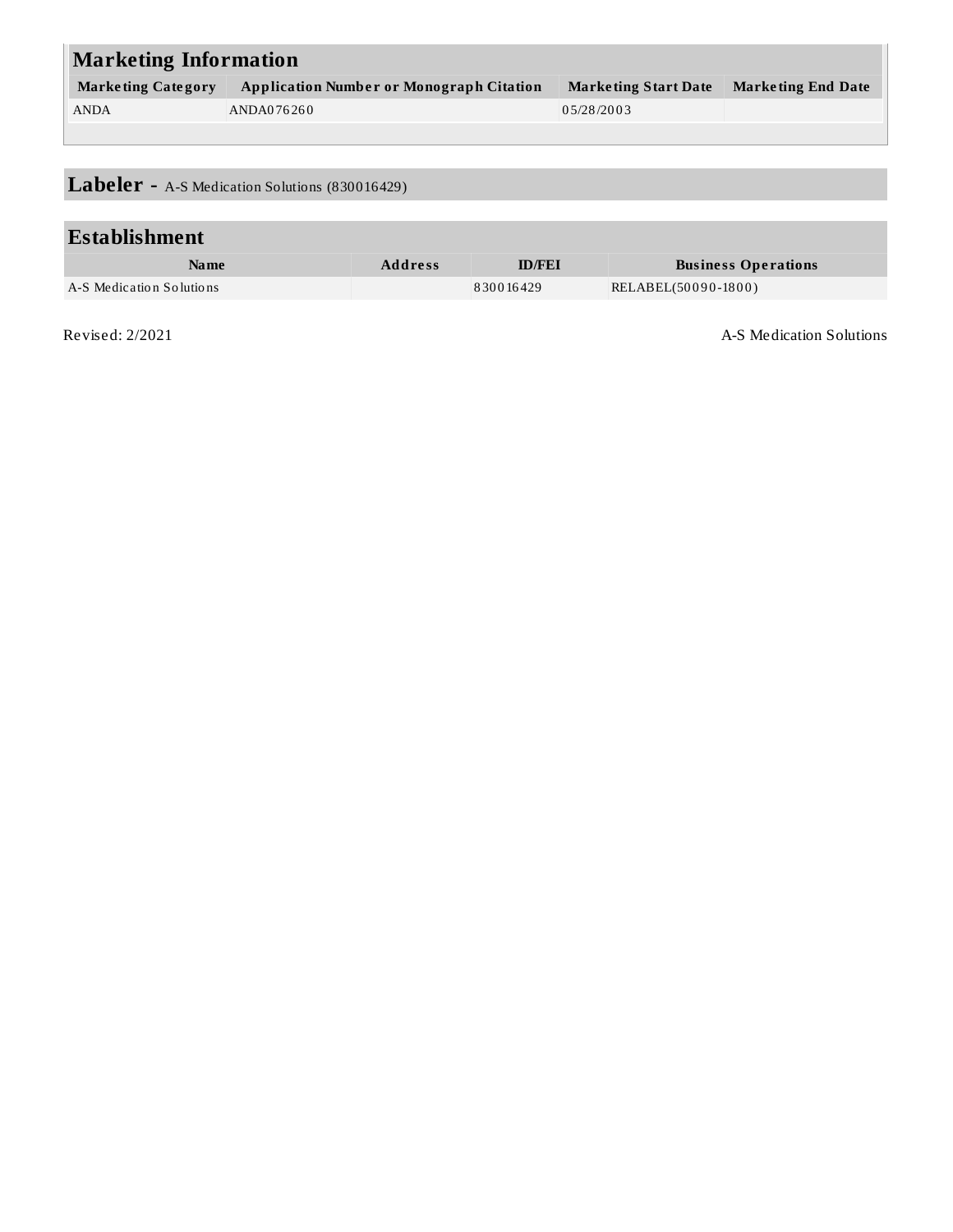## Marketing Information

| Marketing Category | Application Number or Monograph Citation | Marketing Start Date | Marketing End Date |
|---|---|---|---|
| ANDA | ANDA076260 | 05/28/2003 | |

## Labeler - A-S Medication Solutions (830016429)

## Establishment

| Name | Address | ID/FEI | Business Operations |
|---|---|---|---|
| A-S Medication Solutions | | 830016429 | RELABEL(50090-1800) |

Revised: 2/2021

A-S Medication Solutions